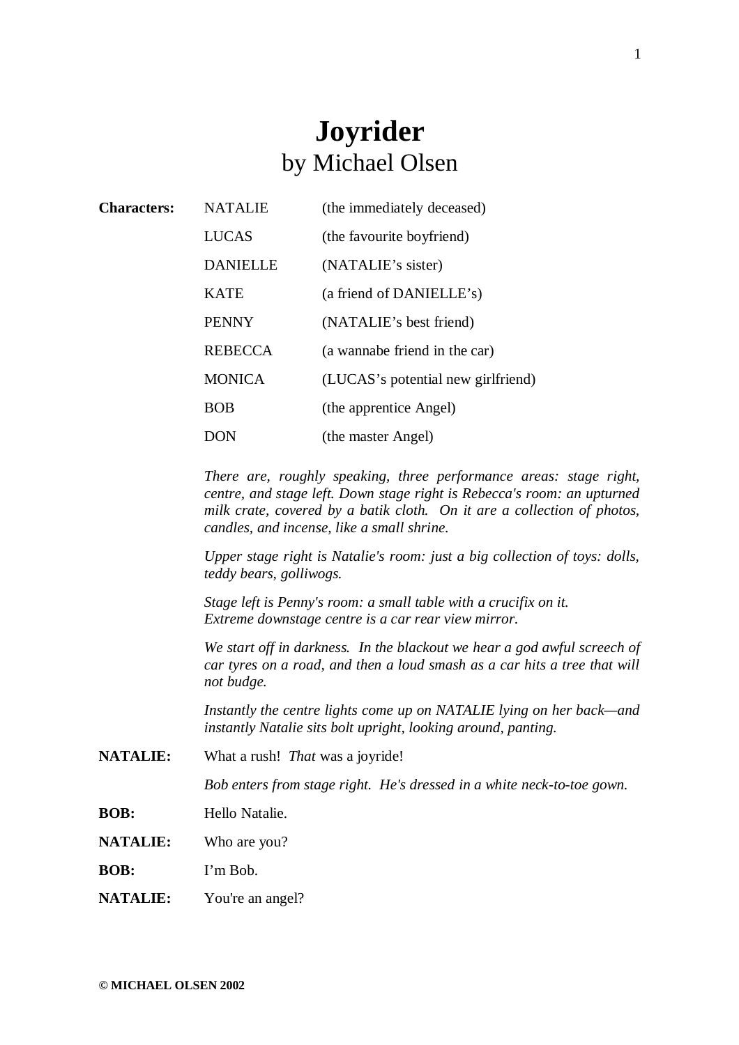# Joyrider

## by Michael Olsen

| **Characters:** | | |
|---|---|---|
| | NATALIE | (the immediately deceased) |
| | LUCAS | (the favourite boyfriend) |
| | DANIELLE | (NATALIE's sister) |
| | KATE | (a friend of DANIELLE's) |
| | PENNY | (NATALIE's best friend) |
| | REBECCA | (a wannabe friend in the car) |
| | MONICA | (LUCAS's potential new girlfriend) |
| | BOB | (the apprentice Angel) |
| | DON | (the master Angel) |

*There are, roughly speaking, three performance areas: stage right, centre, and stage left. Down stage right is Rebecca's room: an upturned milk crate, covered by a batik cloth. On it are a collection of photos, candles, and incense, like a small shrine.*

*Upper stage right is Natalie's room: just a big collection of toys: dolls, teddy bears, golliwogs.*

*Stage left is Penny's room: a small table with a crucifix on it. Extreme downstage centre is a car rear view mirror.*

*We start off in darkness. In the blackout we hear a god awful screech of car tyres on a road, and then a loud smash as a car hits a tree that will not budge.*

*Instantly the centre lights come up on NATALIE lying on her back—and instantly Natalie sits bolt upright, looking around, panting.*

**NATALIE:** What a rush! *That* was a joyride!

*Bob enters from stage right. He's dressed in a white neck-to-toe gown.*

**BOB:** Hello Natalie.

**NATALIE:** Who are you?

**BOB:** I'm Bob.

**NATALIE:** You're an angel?

© MICHAEL OLSEN 2002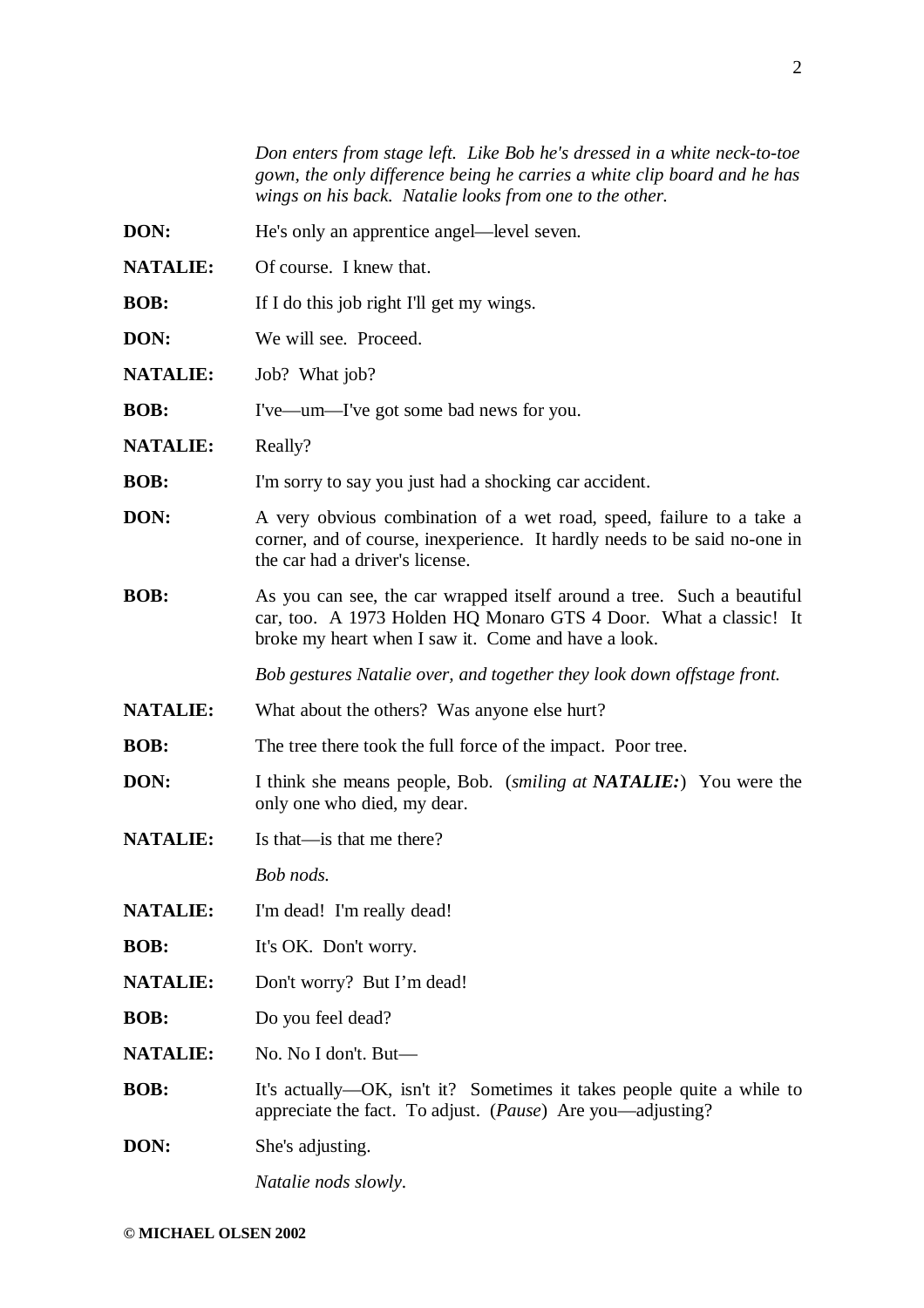*Don enters from stage left. Like Bob he's dressed in a white neck-to-toe gown, the only difference being he carries a white clip board and he has wings on his back. Natalie looks from one to the other.*

**DON:** He's only an apprentice angel—level seven.

**NATALIE:** Of course. I knew that.

**BOB:** If I do this job right I'll get my wings.

**DON:** We will see. Proceed.

**NATALIE:** Job? What job?

**BOB:** I've—um—I've got some bad news for you.

**NATALIE:** Really?

**BOB:** I'm sorry to say you just had a shocking car accident.

**DON:** A very obvious combination of a wet road, speed, failure to a take a corner, and of course, inexperience. It hardly needs to be said no-one in the car had a driver's license.

**BOB:** As you can see, the car wrapped itself around a tree. Such a beautiful car, too. A 1973 Holden HQ Monaro GTS 4 Door. What a classic! It broke my heart when I saw it. Come and have a look.

*Bob gestures Natalie over, and together they look down offstage front.*

**NATALIE:** What about the others? Was anyone else hurt?

**BOB:** The tree there took the full force of the impact. Poor tree.

**DON:** I think she means people, Bob. (*smiling at **NATALIE:***) You were the only one who died, my dear.

**NATALIE:** Is that—is that me there?

*Bob nods.*

**NATALIE:** I'm dead! I'm really dead!

**BOB:** It's OK. Don't worry.

**NATALIE:** Don't worry? But I'm dead!

**BOB:** Do you feel dead?

**NATALIE:** No. No I don't. But—

**BOB:** It's actually—OK, isn't it? Sometimes it takes people quite a while to appreciate the fact. To adjust. (*Pause*) Are you—adjusting?

**DON:** She's adjusting.

*Natalie nods slowly.*

**© MICHAEL OLSEN 2002**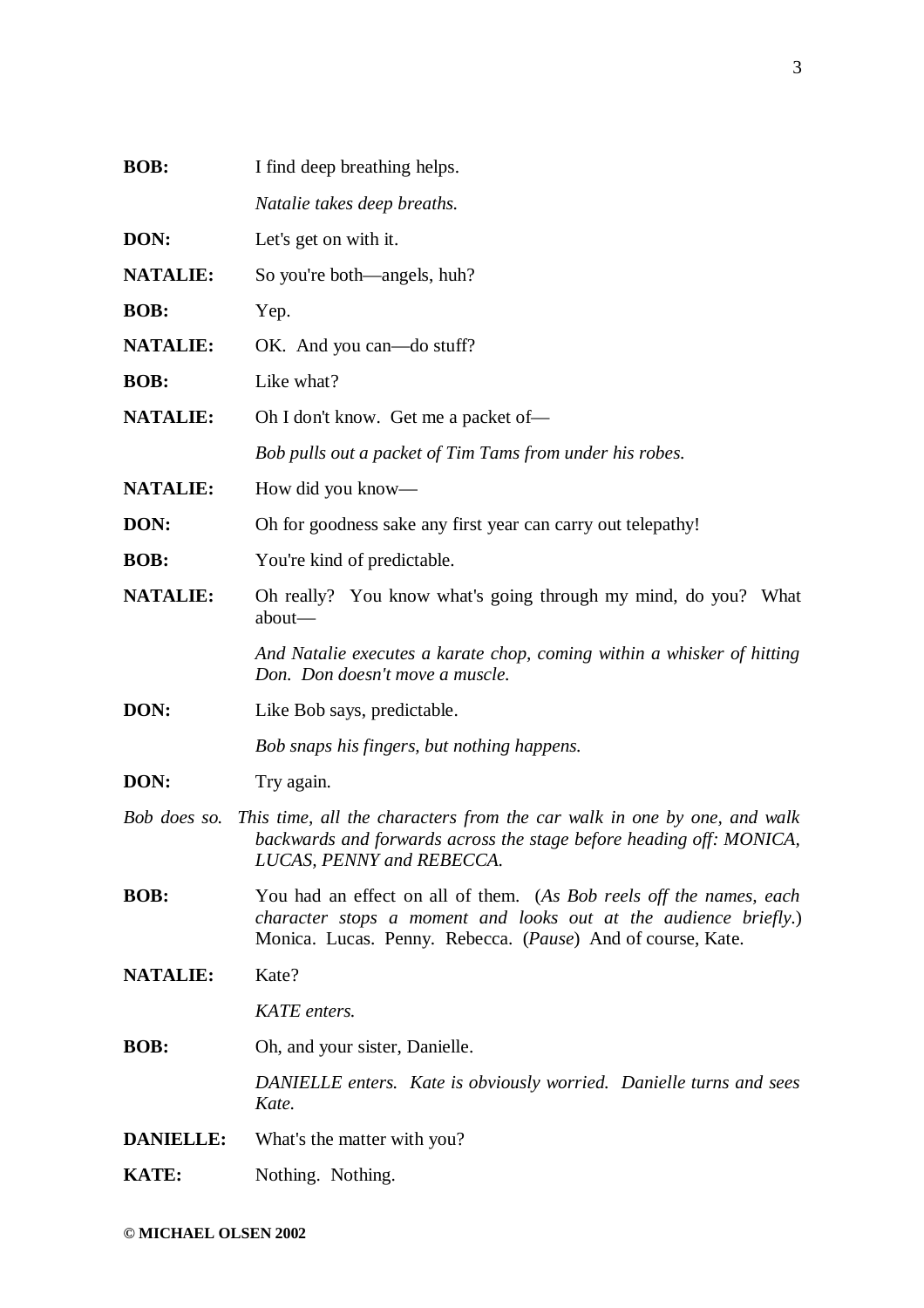**BOB:** I find deep breathing helps.

*Natalie takes deep breaths.*

**DON:** Let's get on with it.

**NATALIE:** So you're both—angels, huh?

**BOB:** Yep.

**NATALIE:** OK. And you can—do stuff?

**BOB:** Like what?

**NATALIE:** Oh I don't know. Get me a packet of—

*Bob pulls out a packet of Tim Tams from under his robes.*

**NATALIE:** How did you know—

**DON:** Oh for goodness sake any first year can carry out telepathy!

**BOB:** You're kind of predictable.

**NATALIE:** Oh really? You know what's going through my mind, do you? What about—

*And Natalie executes a karate chop, coming within a whisker of hitting Don. Don doesn't move a muscle.*

**DON:** Like Bob says, predictable.

*Bob snaps his fingers, but nothing happens.*

**DON:** Try again.

*Bob does so. This time, all the characters from the car walk in one by one, and walk backwards and forwards across the stage before heading off: MONICA, LUCAS, PENNY and REBECCA.*

**BOB:** You had an effect on all of them. (*As Bob reels off the names, each character stops a moment and looks out at the audience briefly.*) Monica. Lucas. Penny. Rebecca. (*Pause*) And of course, Kate.

**NATALIE:** Kate?

*KATE enters.*

**BOB:** Oh, and your sister, Danielle.

*DANIELLE enters. Kate is obviously worried. Danielle turns and sees Kate.*

**DANIELLE:** What's the matter with you?

**KATE:** Nothing. Nothing.

**© MICHAEL OLSEN 2002**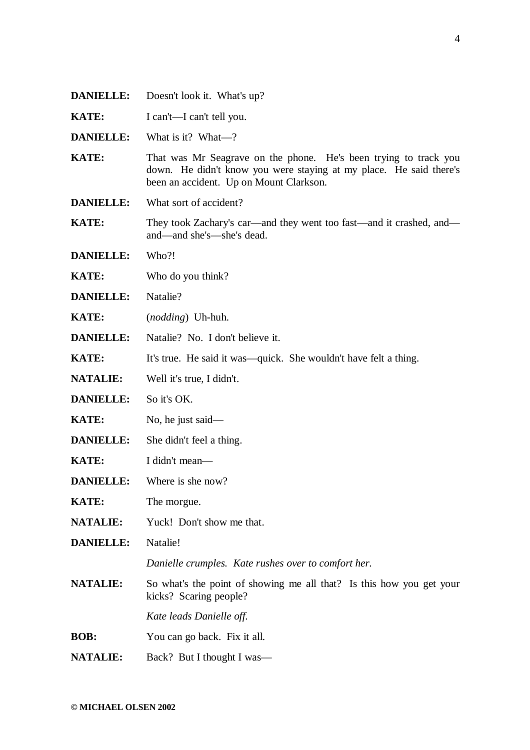**DANIELLE:** Doesn't look it. What's up?

**KATE:** I can't—I can't tell you.

**DANIELLE:** What is it? What—?

**KATE:** That was Mr Seagrave on the phone. He's been trying to track you down. He didn't know you were staying at my place. He said there's been an accident. Up on Mount Clarkson.

**DANIELLE:** What sort of accident?

**KATE:** They took Zachary's car—and they went too fast—and it crashed, and—and—and she's—she's dead.

**DANIELLE:** Who?!

**KATE:** Who do you think?

**DANIELLE:** Natalie?

**KATE:** (*nodding*) Uh-huh.

**DANIELLE:** Natalie? No. I don't believe it.

**KATE:** It's true. He said it was—quick. She wouldn't have felt a thing.

**NATALIE:** Well it's true, I didn't.

**DANIELLE:** So it's OK.

**KATE:** No, he just said—

**DANIELLE:** She didn't feel a thing.

**KATE:** I didn't mean—

**DANIELLE:** Where is she now?

**KATE:** The morgue.

**NATALIE:** Yuck! Don't show me that.

**DANIELLE:** Natalie!

*Danielle crumples. Kate rushes over to comfort her.*

**NATALIE:** So what's the point of showing me all that? Is this how you get your kicks? Scaring people?

*Kate leads Danielle off.*

**BOB:** You can go back. Fix it all.

**NATALIE:** Back? But I thought I was—

© MICHAEL OLSEN 2002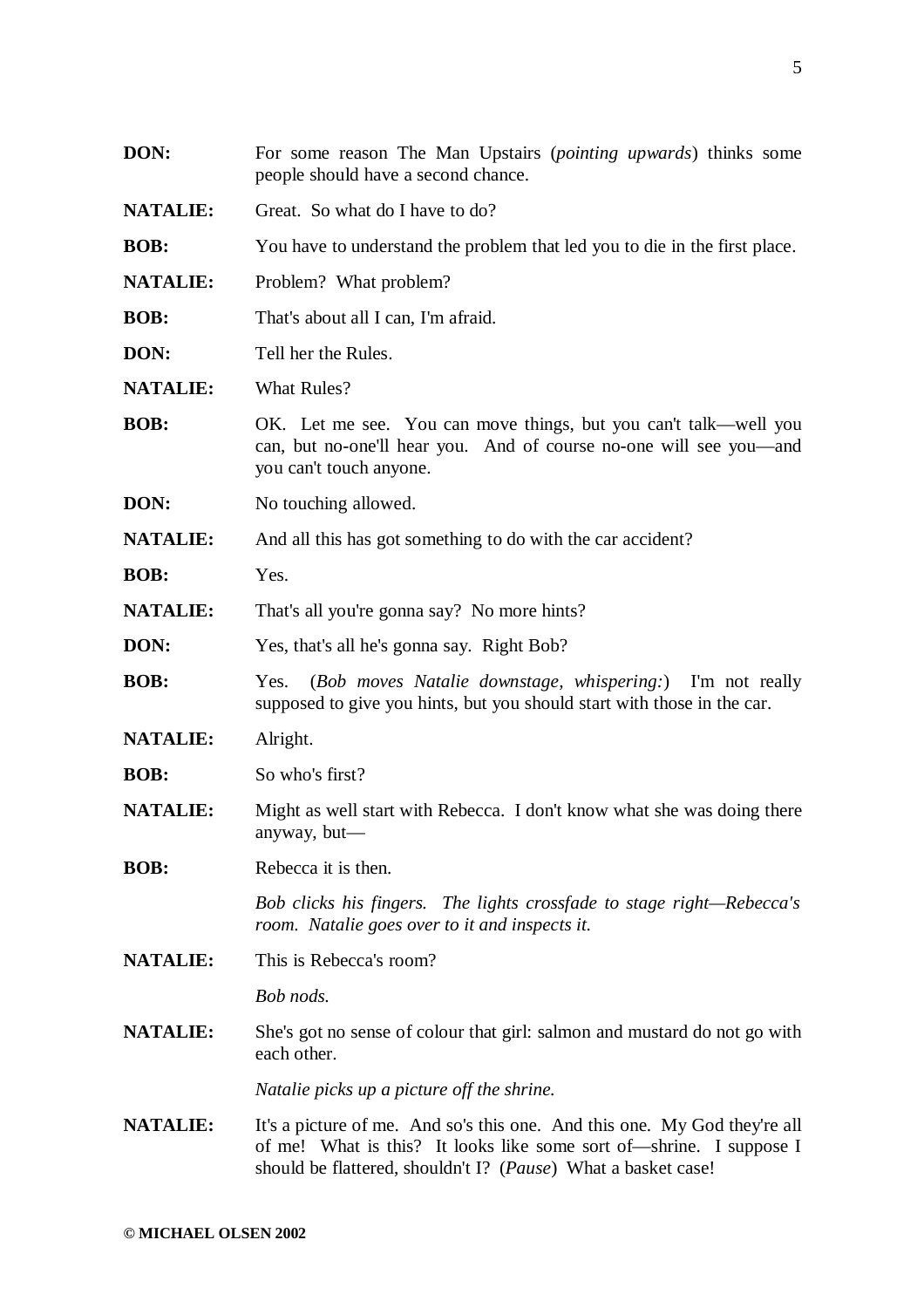**DON:** For some reason The Man Upstairs (*pointing upwards*) thinks some people should have a second chance.

**NATALIE:** Great. So what do I have to do?

**BOB:** You have to understand the problem that led you to die in the first place.

**NATALIE:** Problem? What problem?

**BOB:** That's about all I can, I'm afraid.

**DON:** Tell her the Rules.

**NATALIE:** What Rules?

**BOB:** OK. Let me see. You can move things, but you can't talk—well you can, but no-one'll hear you. And of course no-one will see you—and you can't touch anyone.

**DON:** No touching allowed.

**NATALIE:** And all this has got something to do with the car accident?

**BOB:** Yes.

**NATALIE:** That's all you're gonna say? No more hints?

**DON:** Yes, that's all he's gonna say. Right Bob?

**BOB:** Yes. (*Bob moves Natalie downstage, whispering:*) I'm not really supposed to give you hints, but you should start with those in the car.

**NATALIE:** Alright.

**BOB:** So who's first?

**NATALIE:** Might as well start with Rebecca. I don't know what she was doing there anyway, but—

**BOB:** Rebecca it is then.

*Bob clicks his fingers. The lights crossfade to stage right—Rebecca's room. Natalie goes over to it and inspects it.*

**NATALIE:** This is Rebecca's room?

*Bob nods.*

**NATALIE:** She's got no sense of colour that girl: salmon and mustard do not go with each other.

*Natalie picks up a picture off the shrine.*

**NATALIE:** It's a picture of me. And so's this one. And this one. My God they're all of me! What is this? It looks like some sort of—shrine. I suppose I should be flattered, shouldn't I? (*Pause*) What a basket case!

© MICHAEL OLSEN 2002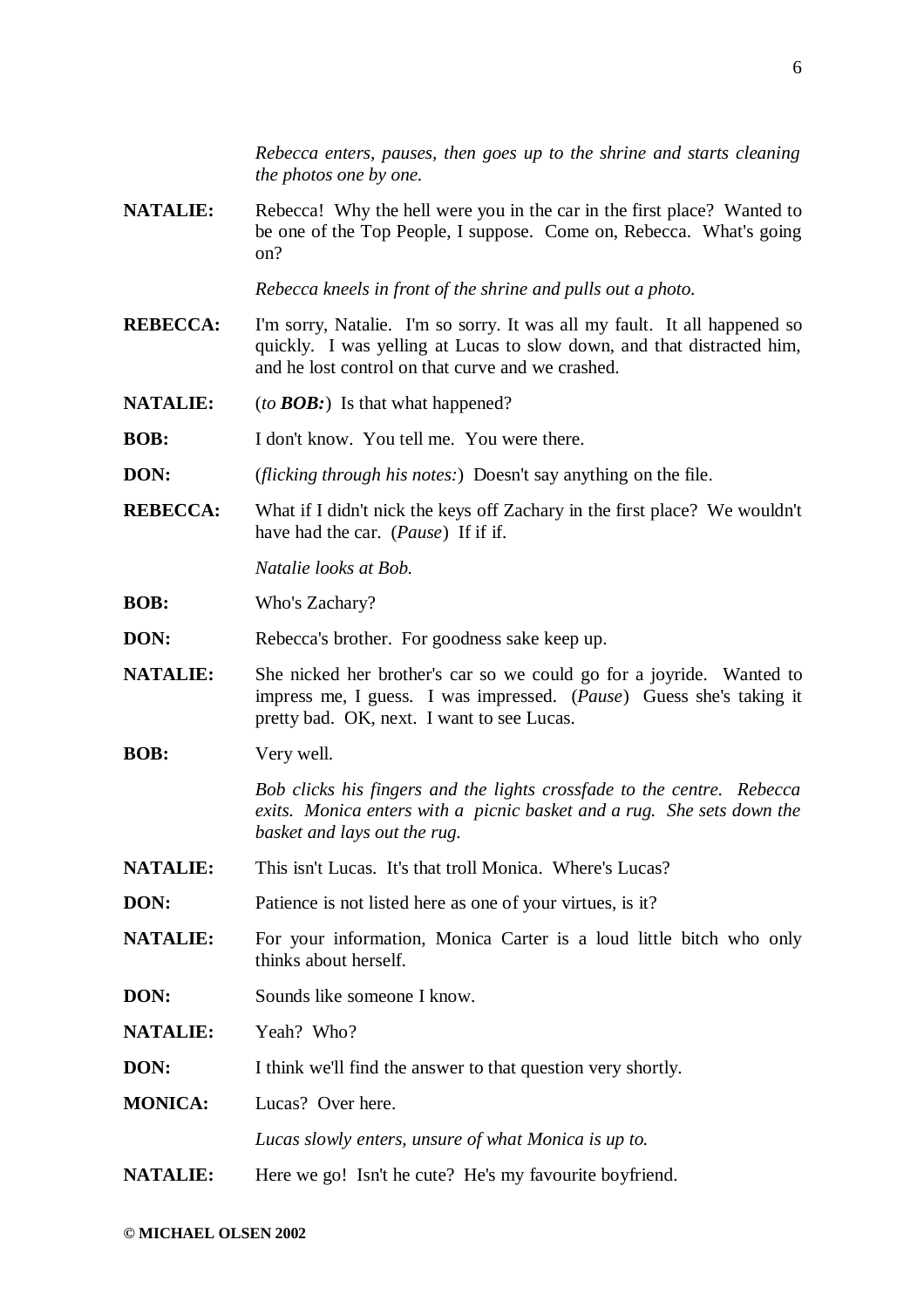*Rebecca enters, pauses, then goes up to the shrine and starts cleaning the photos one by one.*

**NATALIE:** Rebecca! Why the hell were you in the car in the first place? Wanted to be one of the Top People, I suppose. Come on, Rebecca. What's going on?

*Rebecca kneels in front of the shrine and pulls out a photo.*

**REBECCA:** I'm sorry, Natalie. I'm so sorry. It was all my fault. It all happened so quickly. I was yelling at Lucas to slow down, and that distracted him, and he lost control on that curve and we crashed.

**NATALIE:** (*to **BOB:***) Is that what happened?

**BOB:** I don't know. You tell me. You were there.

**DON:** (*flicking through his notes:*) Doesn't say anything on the file.

**REBECCA:** What if I didn't nick the keys off Zachary in the first place? We wouldn't have had the car. (*Pause*) If if if.

*Natalie looks at Bob.*

**BOB:** Who's Zachary?

**DON:** Rebecca's brother. For goodness sake keep up.

**NATALIE:** She nicked her brother's car so we could go for a joyride. Wanted to impress me, I guess. I was impressed. (*Pause*) Guess she's taking it pretty bad. OK, next. I want to see Lucas.

**BOB:** Very well.

*Bob clicks his fingers and the lights crossfade to the centre. Rebecca exits. Monica enters with a picnic basket and a rug. She sets down the basket and lays out the rug.*

**NATALIE:** This isn't Lucas. It's that troll Monica. Where's Lucas?

**DON:** Patience is not listed here as one of your virtues, is it?

**NATALIE:** For your information, Monica Carter is a loud little bitch who only thinks about herself.

**DON:** Sounds like someone I know.

**NATALIE:** Yeah? Who?

**DON:** I think we'll find the answer to that question very shortly.

**MONICA:** Lucas? Over here.

*Lucas slowly enters, unsure of what Monica is up to.*

**NATALIE:** Here we go! Isn't he cute? He's my favourite boyfriend.

**© MICHAEL OLSEN 2002**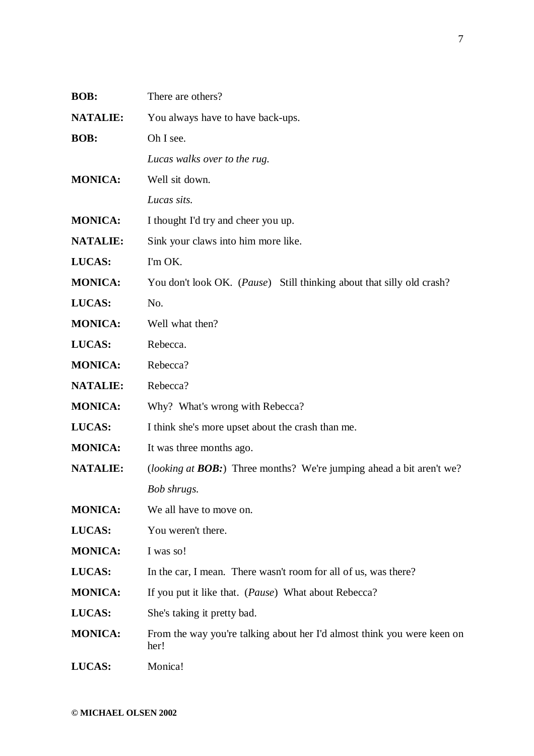**BOB:** There are others?

**NATALIE:** You always have to have back-ups.

**BOB:** Oh I see.

*Lucas walks over to the rug.*

**MONICA:** Well sit down.

*Lucas sits.*

**MONICA:** I thought I'd try and cheer you up.

**NATALIE:** Sink your claws into him more like.

**LUCAS:** I'm OK.

**MONICA:** You don't look OK. (*Pause*) Still thinking about that silly old crash?

**LUCAS:** No.

**MONICA:** Well what then?

**LUCAS:** Rebecca.

**MONICA:** Rebecca?

**NATALIE:** Rebecca?

**MONICA:** Why? What's wrong with Rebecca?

**LUCAS:** I think she's more upset about the crash than me.

**MONICA:** It was three months ago.

**NATALIE:** (*looking at **BOB:***) Three months? We're jumping ahead a bit aren't we?

*Bob shrugs.*

**MONICA:** We all have to move on.

**LUCAS:** You weren't there.

**MONICA:** I was so!

**LUCAS:** In the car, I mean. There wasn't room for all of us, was there?

**MONICA:** If you put it like that. (*Pause*) What about Rebecca?

**LUCAS:** She's taking it pretty bad.

**MONICA:** From the way you're talking about her I'd almost think you were keen on her!

**LUCAS:** Monica!

**© MICHAEL OLSEN 2002**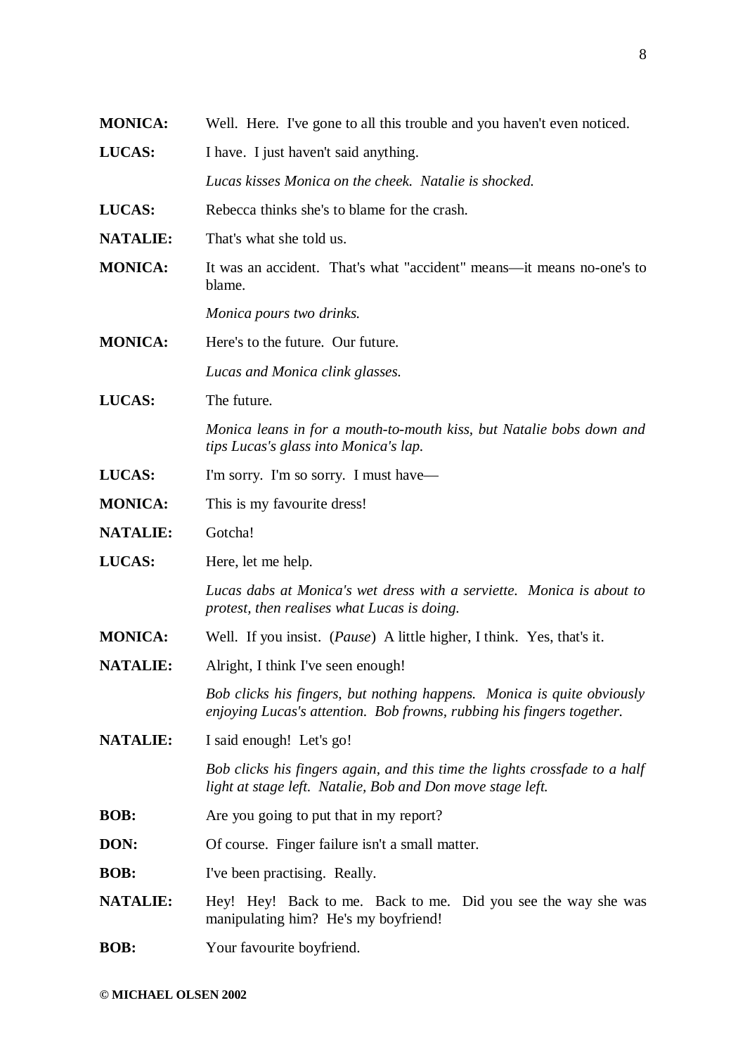**MONICA:** Well. Here. I've gone to all this trouble and you haven't even noticed.

**LUCAS:** I have. I just haven't said anything.

*Lucas kisses Monica on the cheek. Natalie is shocked.*

**LUCAS:** Rebecca thinks she's to blame for the crash.

**NATALIE:** That's what she told us.

**MONICA:** It was an accident. That's what "accident" means—it means no-one's to blame.

*Monica pours two drinks.*

**MONICA:** Here's to the future. Our future.

*Lucas and Monica clink glasses.*

**LUCAS:** The future.

*Monica leans in for a mouth-to-mouth kiss, but Natalie bobs down and tips Lucas's glass into Monica's lap.*

**LUCAS:** I'm sorry. I'm so sorry. I must have—

**MONICA:** This is my favourite dress!

**NATALIE:** Gotcha!

**LUCAS:** Here, let me help.

*Lucas dabs at Monica's wet dress with a serviette. Monica is about to protest, then realises what Lucas is doing.*

**MONICA:** Well. If you insist. (*Pause*) A little higher, I think. Yes, that's it.

**NATALIE:** Alright, I think I've seen enough!

*Bob clicks his fingers, but nothing happens. Monica is quite obviously enjoying Lucas's attention. Bob frowns, rubbing his fingers together.*

**NATALIE:** I said enough! Let's go!

*Bob clicks his fingers again, and this time the lights crossfade to a half light at stage left. Natalie, Bob and Don move stage left.*

**BOB:** Are you going to put that in my report?

**DON:** Of course. Finger failure isn't a small matter.

**BOB:** I've been practising. Really.

**NATALIE:** Hey! Hey! Back to me. Back to me. Did you see the way she was manipulating him? He's my boyfriend!

**BOB:** Your favourite boyfriend.

**© MICHAEL OLSEN 2002**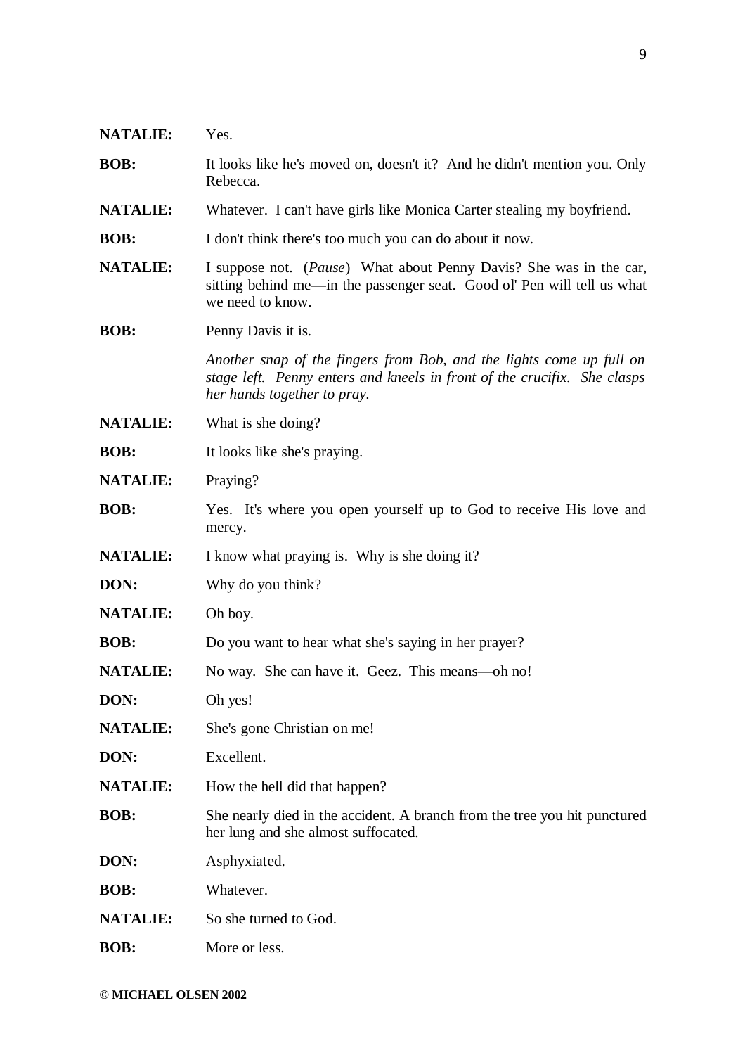**NATALIE:** Yes.

**BOB:** It looks like he's moved on, doesn't it? And he didn't mention you. Only Rebecca.

**NATALIE:** Whatever. I can't have girls like Monica Carter stealing my boyfriend.

**BOB:** I don't think there's too much you can do about it now.

**NATALIE:** I suppose not. (*Pause*) What about Penny Davis? She was in the car, sitting behind me—in the passenger seat. Good ol' Pen will tell us what we need to know.

**BOB:** Penny Davis it is.

*Another snap of the fingers from Bob, and the lights come up full on stage left. Penny enters and kneels in front of the crucifix. She clasps her hands together to pray.*

**NATALIE:** What is she doing?

**BOB:** It looks like she's praying.

**NATALIE:** Praying?

**BOB:** Yes. It's where you open yourself up to God to receive His love and mercy.

**NATALIE:** I know what praying is. Why is she doing it?

**DON:** Why do you think?

**NATALIE:** Oh boy.

**BOB:** Do you want to hear what she's saying in her prayer?

**NATALIE:** No way. She can have it. Geez. This means—oh no!

**DON:** Oh yes!

**NATALIE:** She's gone Christian on me!

**DON:** Excellent.

**NATALIE:** How the hell did that happen?

**BOB:** She nearly died in the accident. A branch from the tree you hit punctured her lung and she almost suffocated.

**DON:** Asphyxiated.

**BOB:** Whatever.

**NATALIE:** So she turned to God.

**BOB:** More or less.

**© MICHAEL OLSEN 2002**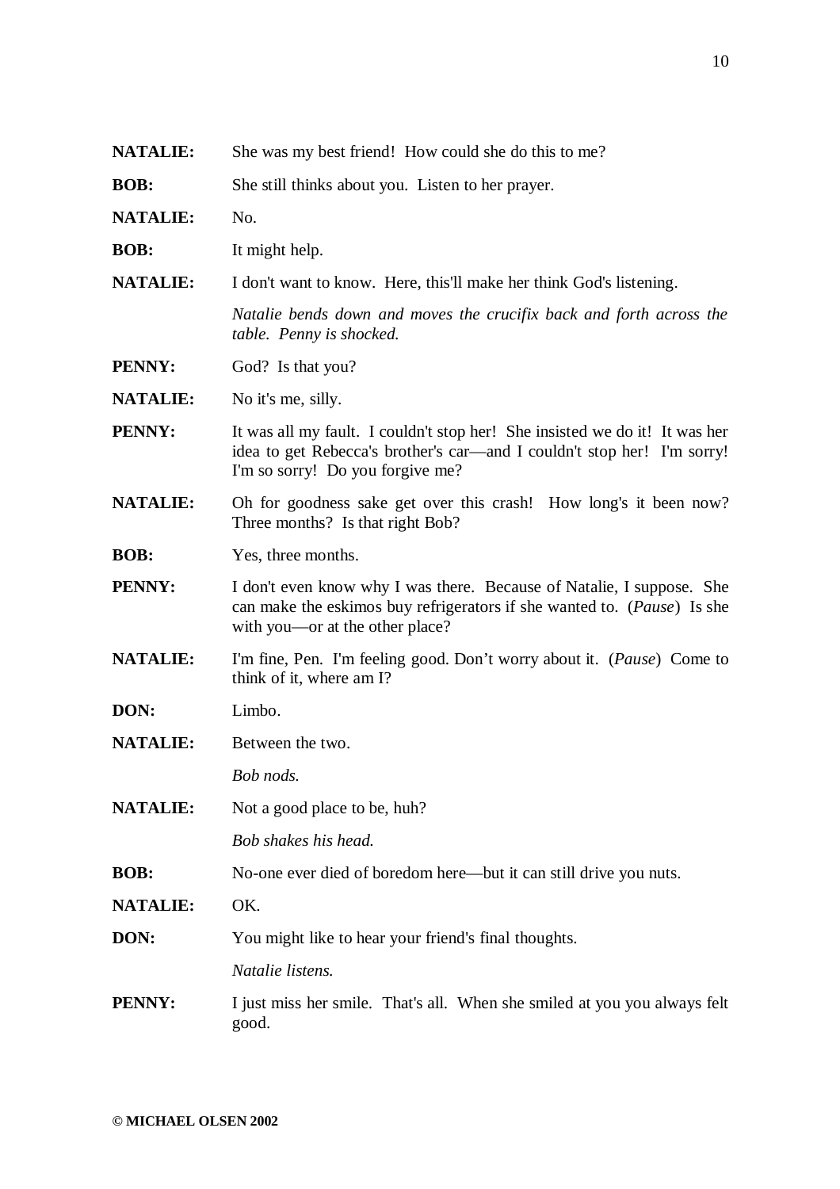**NATALIE:** She was my best friend! How could she do this to me?

**BOB:** She still thinks about you. Listen to her prayer.

**NATALIE:** No.

**BOB:** It might help.

**NATALIE:** I don't want to know. Here, this'll make her think God's listening.

*Natalie bends down and moves the crucifix back and forth across the table. Penny is shocked.*

**PENNY:** God? Is that you?

**NATALIE:** No it's me, silly.

**PENNY:** It was all my fault. I couldn't stop her! She insisted we do it! It was her idea to get Rebecca's brother's car—and I couldn't stop her! I'm sorry! I'm so sorry! Do you forgive me?

**NATALIE:** Oh for goodness sake get over this crash! How long's it been now? Three months? Is that right Bob?

**BOB:** Yes, three months.

**PENNY:** I don't even know why I was there. Because of Natalie, I suppose. She can make the eskimos buy refrigerators if she wanted to. (*Pause*) Is she with you—or at the other place?

**NATALIE:** I'm fine, Pen. I'm feeling good. Don't worry about it. (*Pause*) Come to think of it, where am I?

**DON:** Limbo.

**NATALIE:** Between the two.

*Bob nods.*

**NATALIE:** Not a good place to be, huh?

*Bob shakes his head.*

**BOB:** No-one ever died of boredom here—but it can still drive you nuts.

**NATALIE:** OK.

**DON:** You might like to hear your friend's final thoughts.

*Natalie listens.*

**PENNY:** I just miss her smile. That's all. When she smiled at you you always felt good.

**© MICHAEL OLSEN 2002**